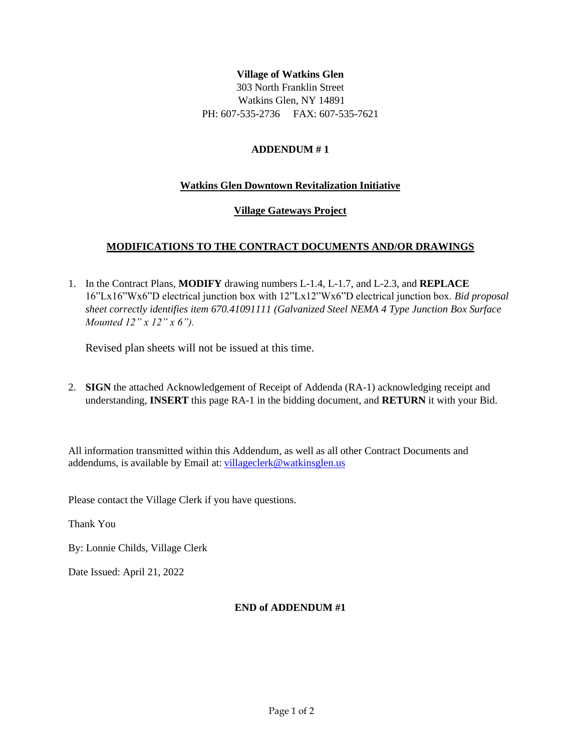**Village of Watkins Glen**
303 North Franklin Street
Watkins Glen, NY 14891
PH: 607-535-2736 FAX: 607-535-7621

# ADDENDUM # 1

## Watkins Glen Downtown Revitalization Initiative

## Village Gateways Project

## MODIFICATIONS TO THE CONTRACT DOCUMENTS AND/OR DRAWINGS

1. In the Contract Plans, **MODIFY** drawing numbers L-1.4, L-1.7, and L-2.3, and **REPLACE** 16"Lx16"Wx6"D electrical junction box with 12"Lx12"Wx6"D electrical junction box. *Bid proposal sheet correctly identifies item 670.41091111 (Galvanized Steel NEMA 4 Type Junction Box Surface Mounted 12" x 12" x 6").*

   Revised plan sheets will not be issued at this time.

2. **SIGN** the attached Acknowledgement of Receipt of Addenda (RA-1) acknowledging receipt and understanding, **INSERT** this page RA-1 in the bidding document, and **RETURN** it with your Bid.

All information transmitted within this Addendum, as well as all other Contract Documents and addendums, is available by Email at: villageclerk@watkinsglen.us

Please contact the Village Clerk if you have questions.

Thank You

By: Lonnie Childs, Village Clerk

Date Issued: April 21, 2022

**END of ADDENDUM #1**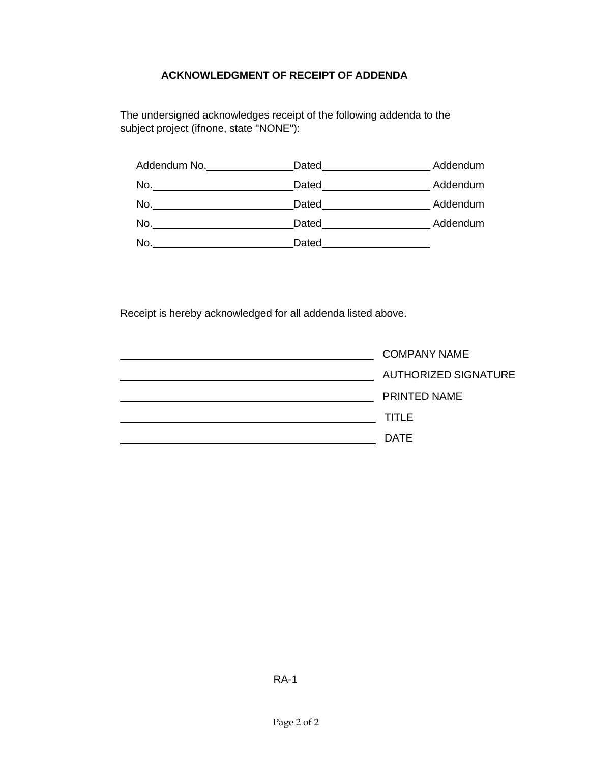**ACKNOWLEDGMENT OF RECEIPT OF ADDENDA**

The undersigned acknowledges receipt of the following addenda to the subject project (ifnone, state "NONE"):

Addendum No.\_\_\_\_\_\_\_\_\_\_\_\_\_\_\_Dated\_\_\_\_\_\_\_\_\_\_\_\_\_\_\_\_\_\_\_ Addendum

No.\_\_\_\_\_\_\_\_\_\_\_\_\_\_\_\_\_\_\_\_\_\_\_\_Dated\_\_\_\_\_\_\_\_\_\_\_\_\_\_\_\_\_\_\_ Addendum

No.\_\_\_\_\_\_\_\_\_\_\_\_\_\_\_\_\_\_\_\_\_\_\_\_Dated\_\_\_\_\_\_\_\_\_\_\_\_\_\_\_\_\_\_\_ Addendum

No.\_\_\_\_\_\_\_\_\_\_\_\_\_\_\_\_\_\_\_\_\_\_\_\_Dated\_\_\_\_\_\_\_\_\_\_\_\_\_\_\_\_\_\_\_ Addendum

No.\_\_\_\_\_\_\_\_\_\_\_\_\_\_\_\_\_\_\_\_\_\_\_\_Dated\_\_\_\_\_\_\_\_\_\_\_\_\_\_\_\_\_\_\_

Receipt is hereby acknowledged for all addenda listed above.

\_\_\_\_\_\_\_\_\_\_\_\_\_\_\_\_\_\_\_\_\_\_\_\_\_\_\_\_\_\_\_\_\_\_\_\_\_\_\_\_\_\_\_\_ COMPANY NAME

\_\_\_\_\_\_\_\_\_\_\_\_\_\_\_\_\_\_\_\_\_\_\_\_\_\_\_\_\_\_\_\_\_\_\_\_\_\_\_\_\_\_\_\_ AUTHORIZED SIGNATURE

\_\_\_\_\_\_\_\_\_\_\_\_\_\_\_\_\_\_\_\_\_\_\_\_\_\_\_\_\_\_\_\_\_\_\_\_\_\_\_\_\_\_\_\_ PRINTED NAME

\_\_\_\_\_\_\_\_\_\_\_\_\_\_\_\_\_\_\_\_\_\_\_\_\_\_\_\_\_\_\_\_\_\_\_\_\_\_\_\_\_\_\_\_ TITLE

\_\_\_\_\_\_\_\_\_\_\_\_\_\_\_\_\_\_\_\_\_\_\_\_\_\_\_\_\_\_\_\_\_\_\_\_\_\_\_\_\_\_\_\_ DATE

RA-1